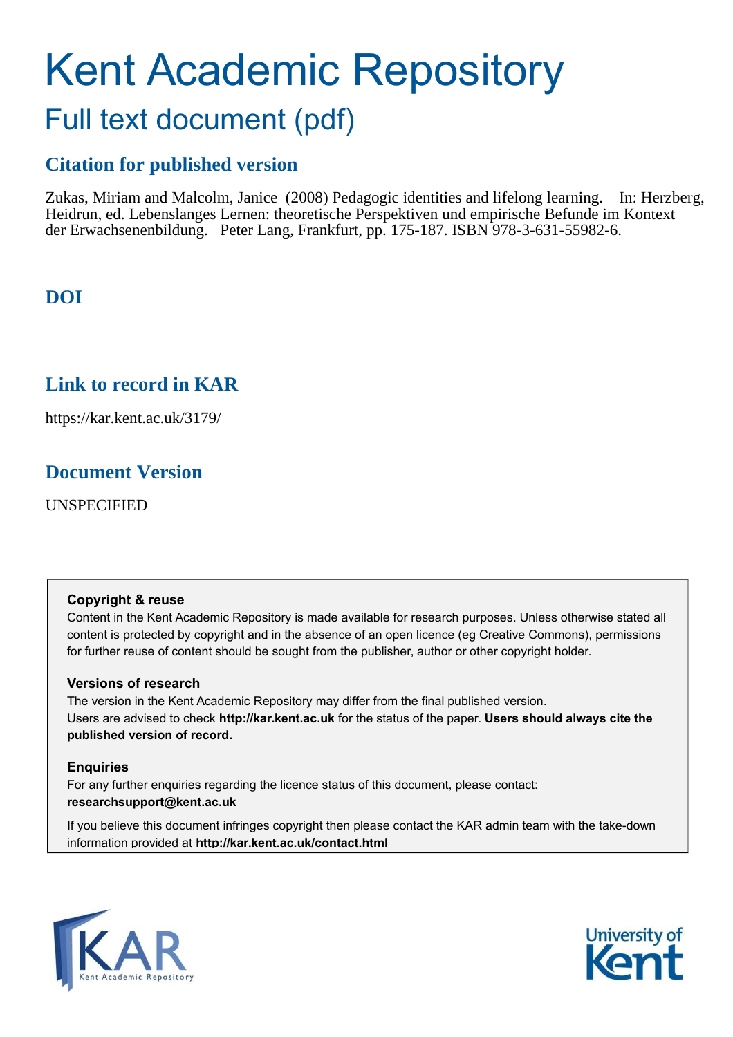# Kent Academic Repository

## Full text document (pdf)

### Citation for published version

Zukas, Miriam and Malcolm, Janice (2008) Pedagogic identities and lifelong learning. In: Herzberg, Heidrun, ed. Lebenslanges Lernen: theoretische Perspektiven und empirische Befunde im Kontext der Erwachsenenbildung. Peter Lang, Frankfurt, pp. 175-187. ISBN 978-3-631-55982-6.

### DOI

### Link to record in KAR

https://kar.kent.ac.uk/3179/

### Document Version

UNSPECIFIED

**Copyright & reuse**

Content in the Kent Academic Repository is made available for research purposes. Unless otherwise stated all content is protected by copyright and in the absence of an open licence (eg Creative Commons), permissions for further reuse of content should be sought from the publisher, author or other copyright holder.

**Versions of research**

The version in the Kent Academic Repository may differ from the final published version. Users are advised to check **http://kar.kent.ac.uk** for the status of the paper. **Users should always cite the published version of record.**

**Enquiries**

For any further enquiries regarding the licence status of this document, please contact: **researchsupport@kent.ac.uk**

If you believe this document infringes copyright then please contact the KAR admin team with the take-down information provided at **http://kar.kent.ac.uk/contact.html**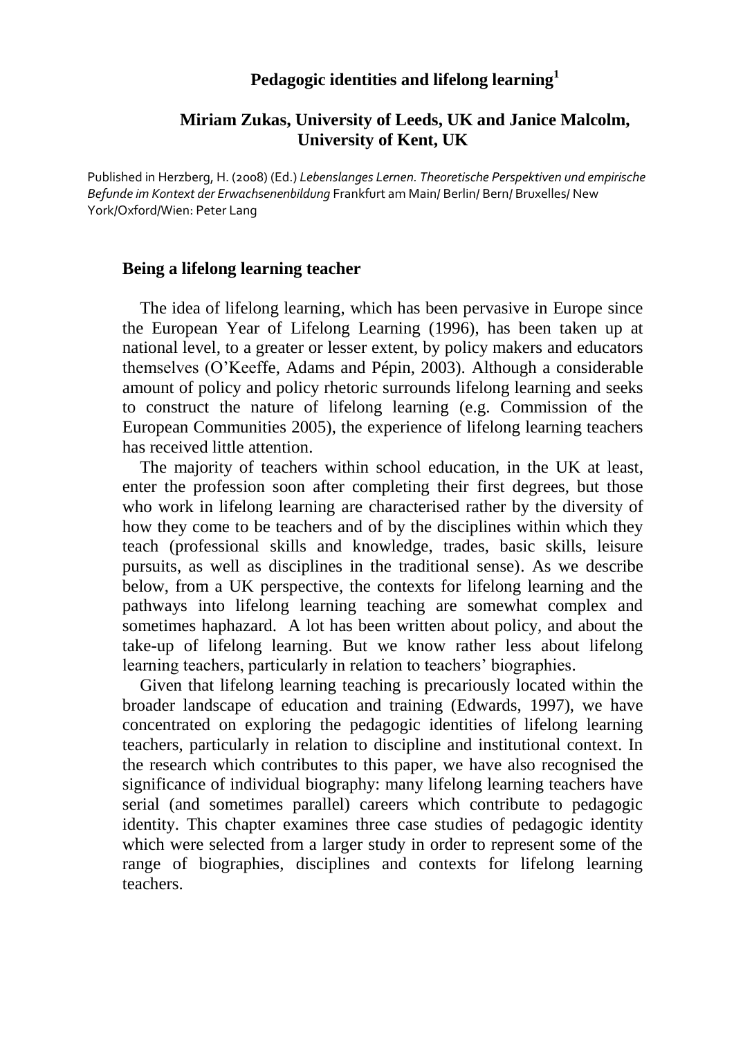# Pedagogic identities and lifelong learning[1]

**Miriam Zukas, University of Leeds, UK and Janice Malcolm, University of Kent, UK**

Published in Herzberg, H. (2008) (Ed.) *Lebenslanges Lernen. Theoretische Perspektiven und empirische Befunde im Kontext der Erwachsenenbildung* Frankfurt am Main/ Berlin/ Bern/ Bruxelles/ New York/Oxford/Wien: Peter Lang

## Being a lifelong learning teacher

The idea of lifelong learning, which has been pervasive in Europe since the European Year of Lifelong Learning (1996), has been taken up at national level, to a greater or lesser extent, by policy makers and educators themselves (O'Keeffe, Adams and Pépin, 2003). Although a considerable amount of policy and policy rhetoric surrounds lifelong learning and seeks to construct the nature of lifelong learning (e.g. Commission of the European Communities 2005), the experience of lifelong learning teachers has received little attention.

The majority of teachers within school education, in the UK at least, enter the profession soon after completing their first degrees, but those who work in lifelong learning are characterised rather by the diversity of how they come to be teachers and of by the disciplines within which they teach (professional skills and knowledge, trades, basic skills, leisure pursuits, as well as disciplines in the traditional sense). As we describe below, from a UK perspective, the contexts for lifelong learning and the pathways into lifelong learning teaching are somewhat complex and sometimes haphazard. A lot has been written about policy, and about the take-up of lifelong learning. But we know rather less about lifelong learning teachers, particularly in relation to teachers' biographies.

Given that lifelong learning teaching is precariously located within the broader landscape of education and training (Edwards, 1997), we have concentrated on exploring the pedagogic identities of lifelong learning teachers, particularly in relation to discipline and institutional context. In the research which contributes to this paper, we have also recognised the significance of individual biography: many lifelong learning teachers have serial (and sometimes parallel) careers which contribute to pedagogic identity. This chapter examines three case studies of pedagogic identity which were selected from a larger study in order to represent some of the range of biographies, disciplines and contexts for lifelong learning teachers.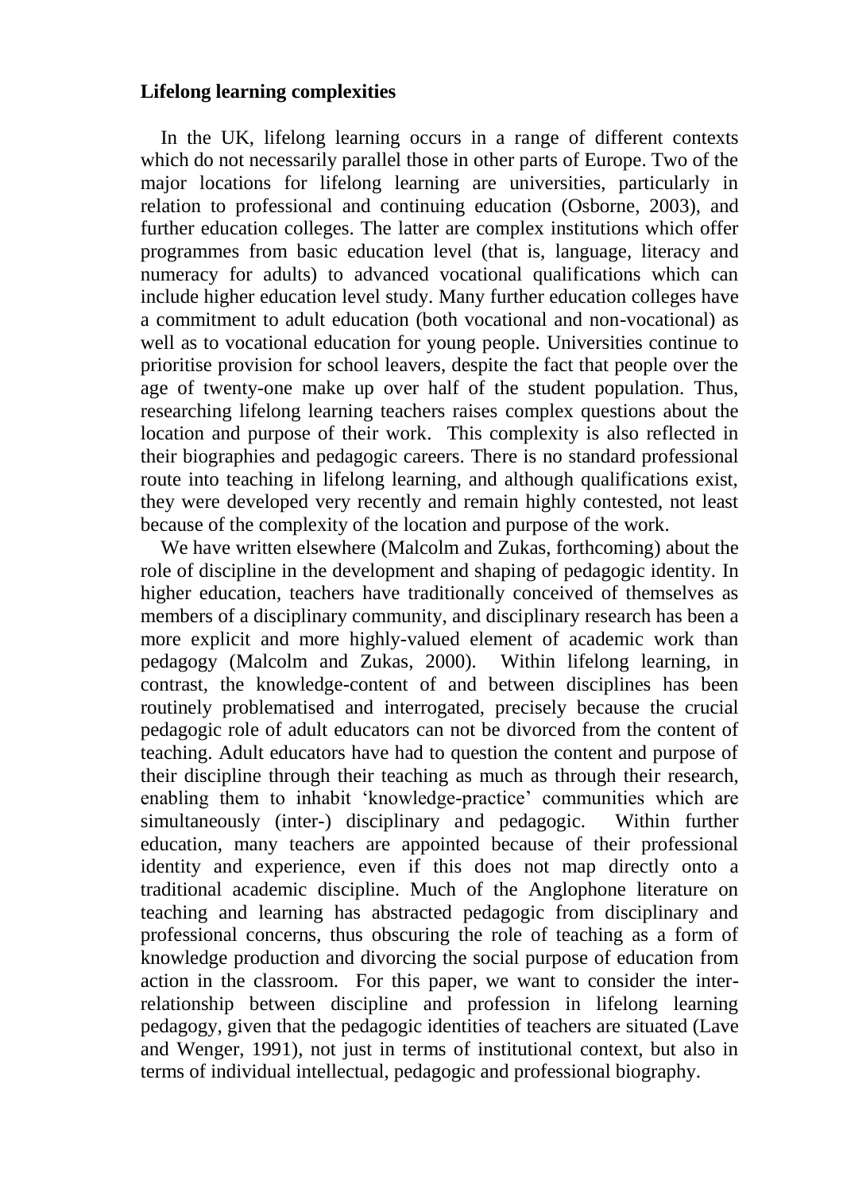**Lifelong learning complexities**

In the UK, lifelong learning occurs in a range of different contexts which do not necessarily parallel those in other parts of Europe. Two of the major locations for lifelong learning are universities, particularly in relation to professional and continuing education (Osborne, 2003), and further education colleges. The latter are complex institutions which offer programmes from basic education level (that is, language, literacy and numeracy for adults) to advanced vocational qualifications which can include higher education level study. Many further education colleges have a commitment to adult education (both vocational and non-vocational) as well as to vocational education for young people. Universities continue to prioritise provision for school leavers, despite the fact that people over the age of twenty-one make up over half of the student population. Thus, researching lifelong learning teachers raises complex questions about the location and purpose of their work. This complexity is also reflected in their biographies and pedagogic careers. There is no standard professional route into teaching in lifelong learning, and although qualifications exist, they were developed very recently and remain highly contested, not least because of the complexity of the location and purpose of the work.

We have written elsewhere (Malcolm and Zukas, forthcoming) about the role of discipline in the development and shaping of pedagogic identity. In higher education, teachers have traditionally conceived of themselves as members of a disciplinary community, and disciplinary research has been a more explicit and more highly-valued element of academic work than pedagogy (Malcolm and Zukas, 2000). Within lifelong learning, in contrast, the knowledge-content of and between disciplines has been routinely problematised and interrogated, precisely because the crucial pedagogic role of adult educators can not be divorced from the content of teaching. Adult educators have had to question the content and purpose of their discipline through their teaching as much as through their research, enabling them to inhabit 'knowledge-practice' communities which are simultaneously (inter-) disciplinary and pedagogic. Within further education, many teachers are appointed because of their professional identity and experience, even if this does not map directly onto a traditional academic discipline. Much of the Anglophone literature on teaching and learning has abstracted pedagogic from disciplinary and professional concerns, thus obscuring the role of teaching as a form of knowledge production and divorcing the social purpose of education from action in the classroom. For this paper, we want to consider the inter-relationship between discipline and profession in lifelong learning pedagogy, given that the pedagogic identities of teachers are situated (Lave and Wenger, 1991), not just in terms of institutional context, but also in terms of individual intellectual, pedagogic and professional biography.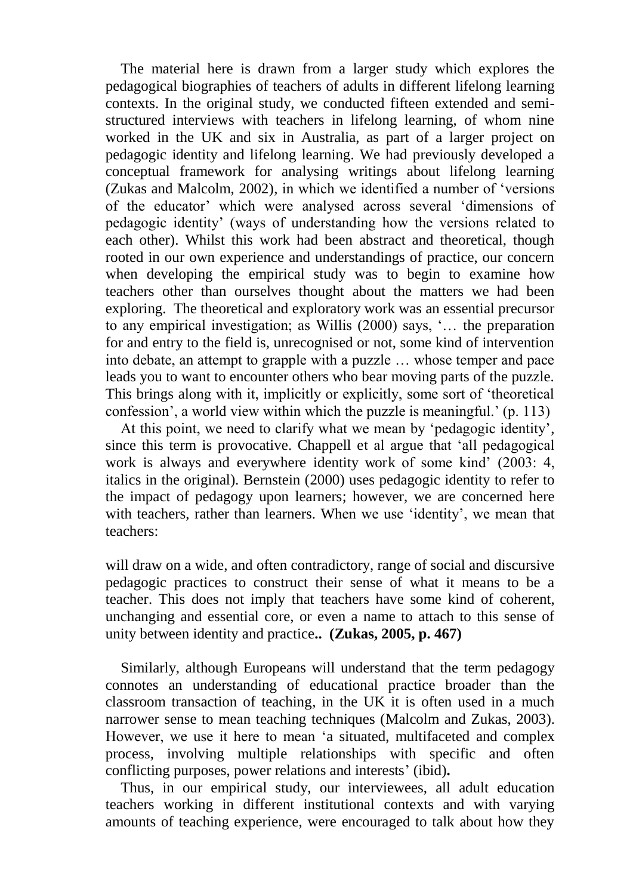The material here is drawn from a larger study which explores the pedagogical biographies of teachers of adults in different lifelong learning contexts. In the original study, we conducted fifteen extended and semi-structured interviews with teachers in lifelong learning, of whom nine worked in the UK and six in Australia, as part of a larger project on pedagogic identity and lifelong learning. We had previously developed a conceptual framework for analysing writings about lifelong learning (Zukas and Malcolm, 2002), in which we identified a number of 'versions of the educator' which were analysed across several 'dimensions of pedagogic identity' (ways of understanding how the versions related to each other). Whilst this work had been abstract and theoretical, though rooted in our own experience and understandings of practice, our concern when developing the empirical study was to begin to examine how teachers other than ourselves thought about the matters we had been exploring. The theoretical and exploratory work was an essential precursor to any empirical investigation; as Willis (2000) says, '… the preparation for and entry to the field is, unrecognised or not, some kind of intervention into debate, an attempt to grapple with a puzzle … whose temper and pace leads you to want to encounter others who bear moving parts of the puzzle. This brings along with it, implicitly or explicitly, some sort of 'theoretical confession', a world view within which the puzzle is meaningful.' (p. 113)

At this point, we need to clarify what we mean by 'pedagogic identity', since this term is provocative. Chappell et al argue that 'all pedagogical work is always and everywhere identity work of some kind' (2003: 4, italics in the original). Bernstein (2000) uses pedagogic identity to refer to the impact of pedagogy upon learners; however, we are concerned here with teachers, rather than learners. When we use 'identity', we mean that teachers:

will draw on a wide, and often contradictory, range of social and discursive pedagogic practices to construct their sense of what it means to be a teacher. This does not imply that teachers have some kind of coherent, unchanging and essential core, or even a name to attach to this sense of unity between identity and practice**.. (Zukas, 2005, p. 467)**

Similarly, although Europeans will understand that the term pedagogy connotes an understanding of educational practice broader than the classroom transaction of teaching, in the UK it is often used in a much narrower sense to mean teaching techniques (Malcolm and Zukas, 2003). However, we use it here to mean 'a situated, multifaceted and complex process, involving multiple relationships with specific and often conflicting purposes, power relations and interests' (ibid)**.**

Thus, in our empirical study, our interviewees, all adult education teachers working in different institutional contexts and with varying amounts of teaching experience, were encouraged to talk about how they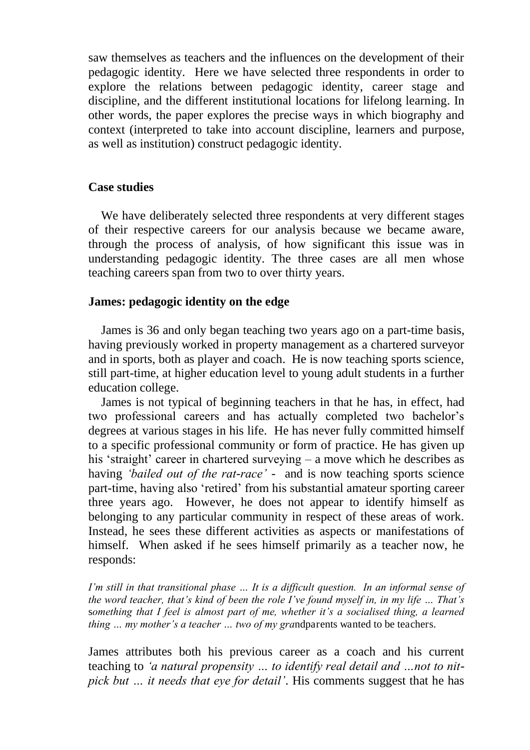saw themselves as teachers and the influences on the development of their pedagogic identity. Here we have selected three respondents in order to explore the relations between pedagogic identity, career stage and discipline, and the different institutional locations for lifelong learning. In other words, the paper explores the precise ways in which biography and context (interpreted to take into account discipline, learners and purpose, as well as institution) construct pedagogic identity.

## Case studies

We have deliberately selected three respondents at very different stages of their respective careers for our analysis because we became aware, through the process of analysis, of how significant this issue was in understanding pedagogic identity. The three cases are all men whose teaching careers span from two to over thirty years.

### James: pedagogic identity on the edge

James is 36 and only began teaching two years ago on a part-time basis, having previously worked in property management as a chartered surveyor and in sports, both as player and coach. He is now teaching sports science, still part-time, at higher education level to young adult students in a further education college.

James is not typical of beginning teachers in that he has, in effect, had two professional careers and has actually completed two bachelor's degrees at various stages in his life. He has never fully committed himself to a specific professional community or form of practice. He has given up his 'straight' career in chartered surveying – a move which he describes as having *'bailed out of the rat-race'* - and is now teaching sports science part-time, having also 'retired' from his substantial amateur sporting career three years ago. However, he does not appear to identify himself as belonging to any particular community in respect of these areas of work. Instead, he sees these different activities as aspects or manifestations of himself. When asked if he sees himself primarily as a teacher now, he responds:

*I'm still in that transitional phase … It is a difficult question. In an informal sense of the word teacher, that's kind of been the role I've found myself in, in my life … That's something that I feel is almost part of me, whether it's a socialised thing, a learned thing … my mother's a teacher … two of my grandparents wanted to be teachers.*

James attributes both his previous career as a coach and his current teaching to *'a natural propensity … to identify real detail and …not to nit-pick but … it needs that eye for detail'*. His comments suggest that he has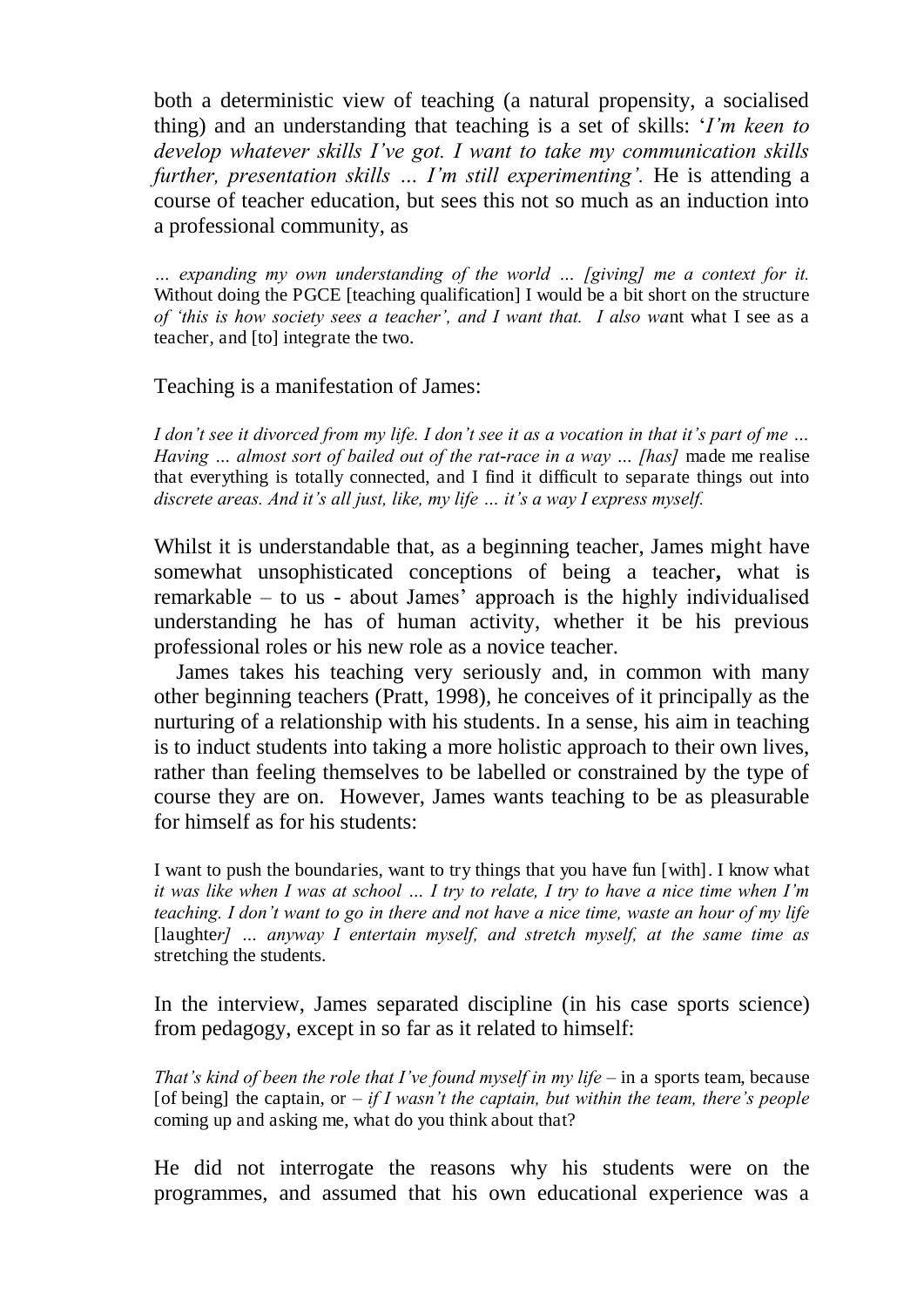both a deterministic view of teaching (a natural propensity, a socialised thing) and an understanding that teaching is a set of skills: '*I'm keen to develop whatever skills I've got. I want to take my communication skills further, presentation skills … I'm still experimenting'.* He is attending a course of teacher education, but sees this not so much as an induction into a professional community, as

> *… expanding my own understanding of the world … [giving] me a context for it.* Without doing the PGCE [teaching qualification] I would be a bit short on the structure *of 'this is how society sees a teacher', and I want that. I also wa*nt what I see as a teacher, and [to] integrate the two.

Teaching is a manifestation of James:

> *I don't see it divorced from my life. I don't see it as a vocation in that it's part of me … Having … almost sort of bailed out of the rat-race in a way … [has]* made me realise that everything is totally connected, and I find it difficult to separate things out into *discrete areas. And it's all just, like, my life … it's a way I express myself.*

Whilst it is understandable that, as a beginning teacher, James might have somewhat unsophisticated conceptions of being a teacher**,** what is remarkable – to us - about James' approach is the highly individualised understanding he has of human activity, whether it be his previous professional roles or his new role as a novice teacher.

James takes his teaching very seriously and, in common with many other beginning teachers (Pratt, 1998), he conceives of it principally as the nurturing of a relationship with his students. In a sense, his aim in teaching is to induct students into taking a more holistic approach to their own lives, rather than feeling themselves to be labelled or constrained by the type of course they are on. However, James wants teaching to be as pleasurable for himself as for his students:

> I want to push the boundaries, want to try things that you have fun [with]. I know what *it was like when I was at school … I try to relate, I try to have a nice time when I'm teaching. I don't want to go in there and not have a nice time, waste an hour of my life* [laughte*r] … anyway I entertain myself, and stretch myself, at the same time as* stretching the students.

In the interview, James separated discipline (in his case sports science) from pedagogy, except in so far as it related to himself:

> *That's kind of been the role that I've found myself in my life* – in a sports team, because [of being] the captain, or – *if I wasn't the captain, but within the team, there's people* coming up and asking me, what do you think about that?

He did not interrogate the reasons why his students were on the programmes, and assumed that his own educational experience was a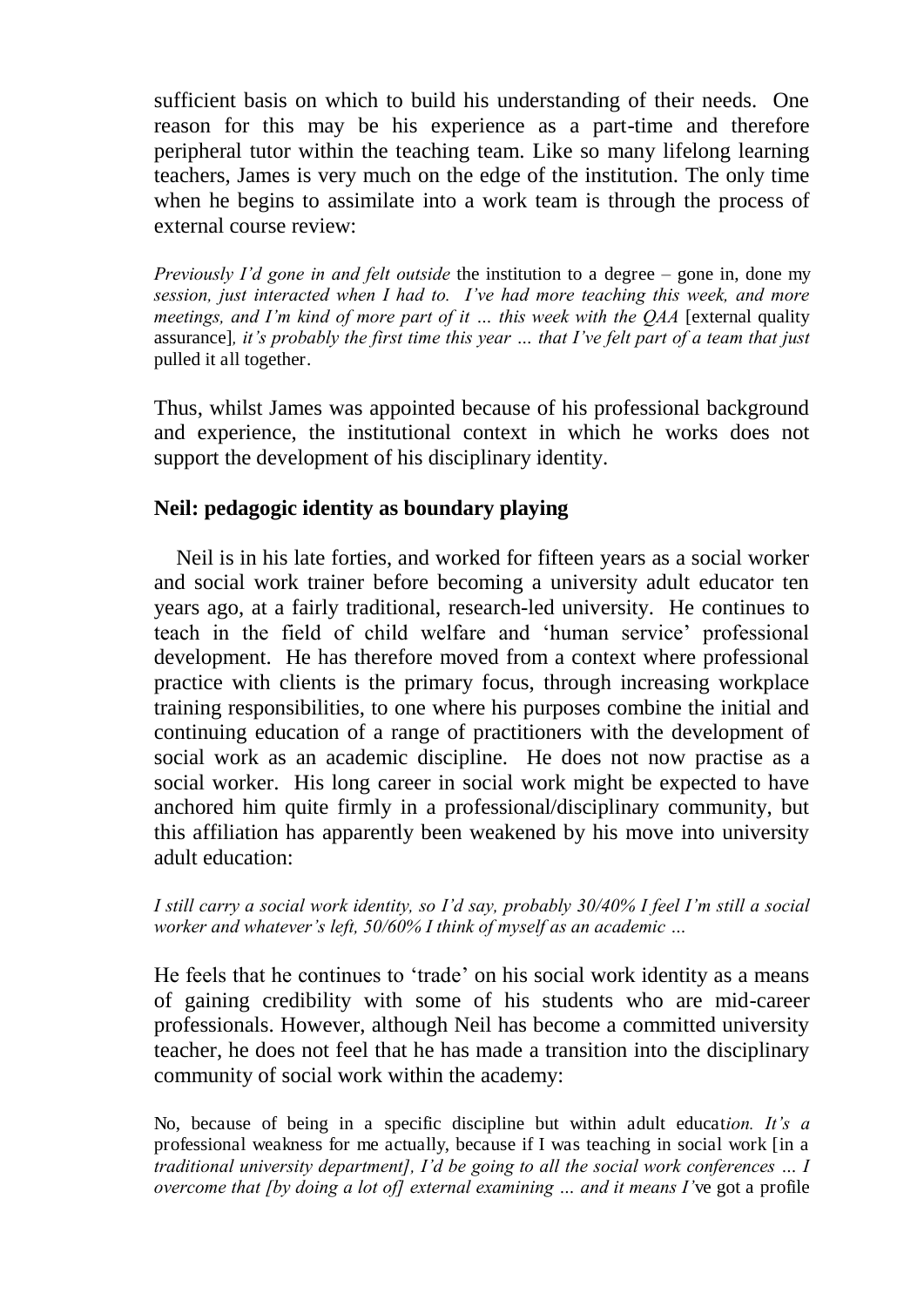sufficient basis on which to build his understanding of their needs. One reason for this may be his experience as a part-time and therefore peripheral tutor within the teaching team. Like so many lifelong learning teachers, James is very much on the edge of the institution. The only time when he begins to assimilate into a work team is through the process of external course review:

*Previously I'd gone in and felt outside* the institution to a degree – gone in, done my *session, just interacted when I had to. I've had more teaching this week, and more meetings, and I'm kind of more part of it … this week with the QAA* [external quality assurance]*, it's probably the first time this year … that I've felt part of a team that just* pulled it all together.

Thus, whilst James was appointed because of his professional background and experience, the institutional context in which he works does not support the development of his disciplinary identity.

**Neil: pedagogic identity as boundary playing**

Neil is in his late forties, and worked for fifteen years as a social worker and social work trainer before becoming a university adult educator ten years ago, at a fairly traditional, research-led university. He continues to teach in the field of child welfare and 'human service' professional development. He has therefore moved from a context where professional practice with clients is the primary focus, through increasing workplace training responsibilities, to one where his purposes combine the initial and continuing education of a range of practitioners with the development of social work as an academic discipline. He does not now practise as a social worker. His long career in social work might be expected to have anchored him quite firmly in a professional/disciplinary community, but this affiliation has apparently been weakened by his move into university adult education:

*I still carry a social work identity, so I'd say, probably 30/40% I feel I'm still a social worker and whatever's left, 50/60% I think of myself as an academic …*

He feels that he continues to 'trade' on his social work identity as a means of gaining credibility with some of his students who are mid-career professionals. However, although Neil has become a committed university teacher, he does not feel that he has made a transition into the disciplinary community of social work within the academy:

No, because of being in a specific discipline but within adult educat*ion. It's a* professional weakness for me actually, because if I was teaching in social work [in a *traditional university department], I'd be going to all the social work conferences … I overcome that [by doing a lot of] external examining … and it means I*'ve got a profile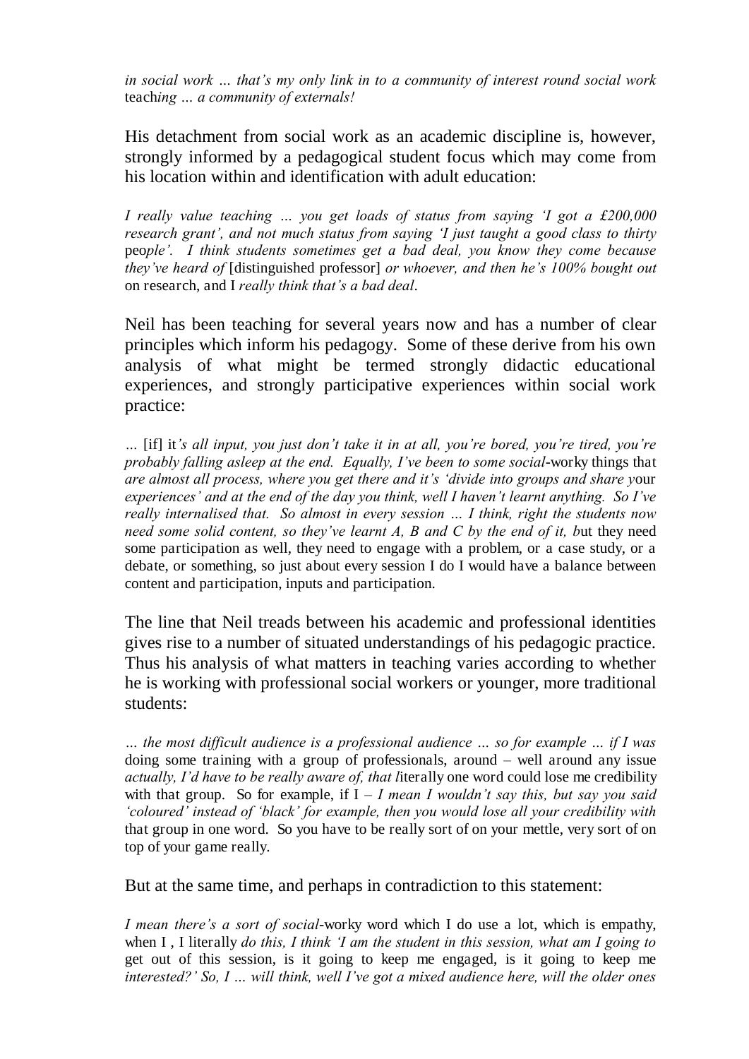*in social work … that's my only link in to a community of interest round social work teaching … a community of externals!*

His detachment from social work as an academic discipline is, however, strongly informed by a pedagogical student focus which may come from his location within and identification with adult education:

*I really value teaching … you get loads of status from saying 'I got a £200,000 research grant', and not much status from saying 'I just taught a good class to thirty people'. I think students sometimes get a bad deal, you know they come because they've heard of* [distinguished professor] *or whoever, and then he's 100% bought out* on research, and I *really think that's a bad deal*.

Neil has been teaching for several years now and has a number of clear principles which inform his pedagogy. Some of these derive from his own analysis of what might be termed strongly didactic educational experiences, and strongly participative experiences within social work practice:

*…* [if] it*'s all input, you just don't take it in at all, you're bored, you're tired, you're probably falling asleep at the end. Equally, I've been to some social*-worky things that *are almost all process, where you get there and it's 'divide into groups and share y*our *experiences' and at the end of the day you think, well I haven't learnt anything. So I've really internalised that. So almost in every session … I think, right the students now need some solid content, so they've learnt A, B and C by the end of it, b*ut they need some participation as well, they need to engage with a problem, or a case study, or a debate, or something, so just about every session I do I would have a balance between content and participation, inputs and participation.

The line that Neil treads between his academic and professional identities gives rise to a number of situated understandings of his pedagogic practice. Thus his analysis of what matters in teaching varies according to whether he is working with professional social workers or younger, more traditional students:

*… the most difficult audience is a professional audience … so for example … if I was* doing some training with a group of professionals, around – well around any issue *actually, I'd have to be really aware of, that l*iterally one word could lose me credibility with that group. So for example, if I – *I mean I wouldn't say this, but say you said 'coloured' instead of 'black' for example, then you would lose all your credibility with* that group in one word. So you have to be really sort of on your mettle, very sort of on top of your game really.

But at the same time, and perhaps in contradiction to this statement:

*I mean there's a sort of social*-worky word which I do use a lot, which is empathy, when I , I literally *do this, I think 'I am the student in this session, what am I going to* get out of this session, is it going to keep me engaged, is it going to keep me *interested?' So, I … will think, well I've got a mixed audience here, will the older ones*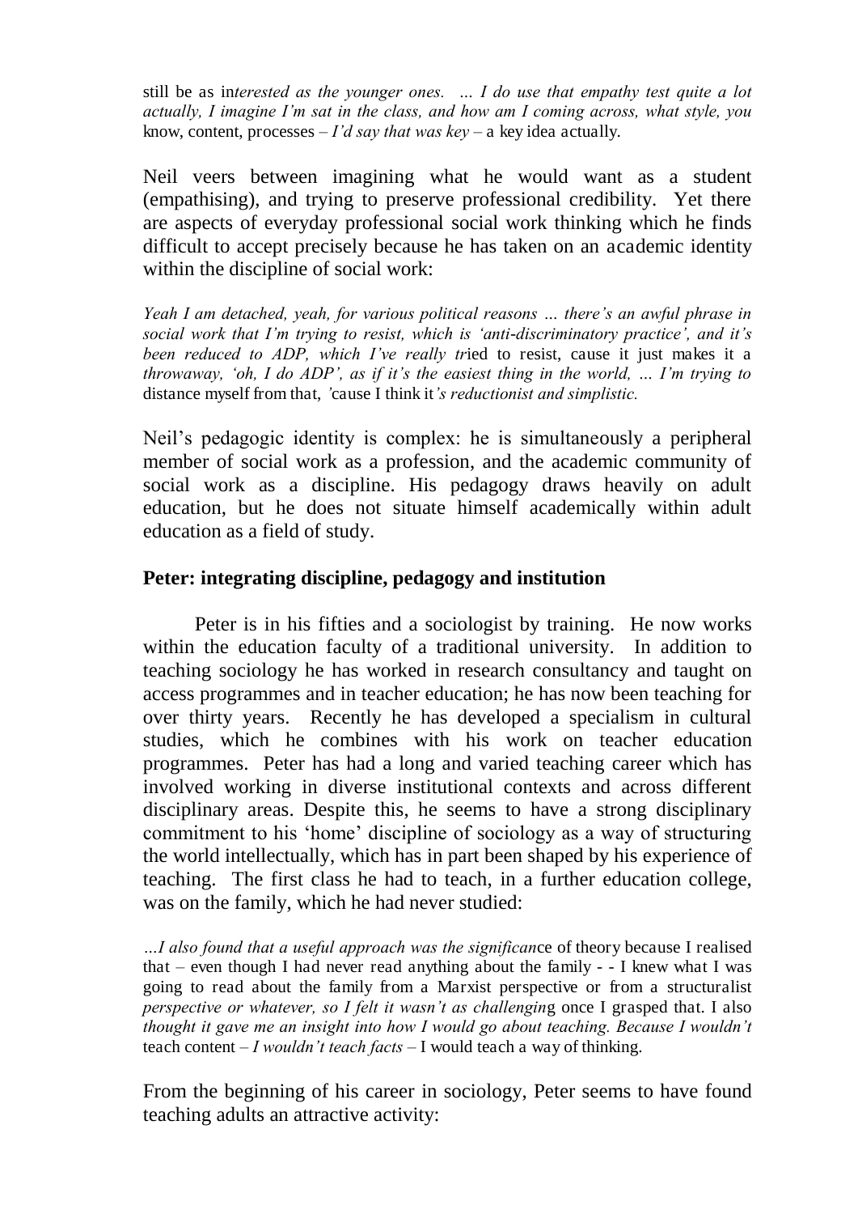*still be as interested as the younger ones. … I do use that empathy test quite a lot actually, I imagine I'm sat in the class, and how am I coming across, what style, you know, content, processes – I'd say that was key – a key idea actually.*

Neil veers between imagining what he would want as a student (empathising), and trying to preserve professional credibility. Yet there are aspects of everyday professional social work thinking which he finds difficult to accept precisely because he has taken on an academic identity within the discipline of social work:

*Yeah I am detached, yeah, for various political reasons … there's an awful phrase in social work that I'm trying to resist, which is 'anti-discriminatory practice', and it's been reduced to ADP, which I've really tried to resist, cause it just makes it a throwaway, 'oh, I do ADP', as if it's the easiest thing in the world, … I'm trying to distance myself from that, 'cause I think it's reductionist and simplistic.*

Neil's pedagogic identity is complex: he is simultaneously a peripheral member of social work as a profession, and the academic community of social work as a discipline. His pedagogy draws heavily on adult education, but he does not situate himself academically within adult education as a field of study.

## Peter: integrating discipline, pedagogy and institution

Peter is in his fifties and a sociologist by training. He now works within the education faculty of a traditional university. In addition to teaching sociology he has worked in research consultancy and taught on access programmes and in teacher education; he has now been teaching for over thirty years. Recently he has developed a specialism in cultural studies, which he combines with his work on teacher education programmes. Peter has had a long and varied teaching career which has involved working in diverse institutional contexts and across different disciplinary areas. Despite this, he seems to have a strong disciplinary commitment to his 'home' discipline of sociology as a way of structuring the world intellectually, which has in part been shaped by his experience of teaching. The first class he had to teach, in a further education college, was on the family, which he had never studied:

*…I also found that a useful approach was the significance of theory because I realised that – even though I had never read anything about the family - - I knew what I was going to read about the family from a Marxist perspective or from a structuralist perspective or whatever, so I felt it wasn't as challenging once I grasped that. I also thought it gave me an insight into how I would go about teaching. Because I wouldn't teach content – I wouldn't teach facts – I would teach a way of thinking.*

From the beginning of his career in sociology, Peter seems to have found teaching adults an attractive activity: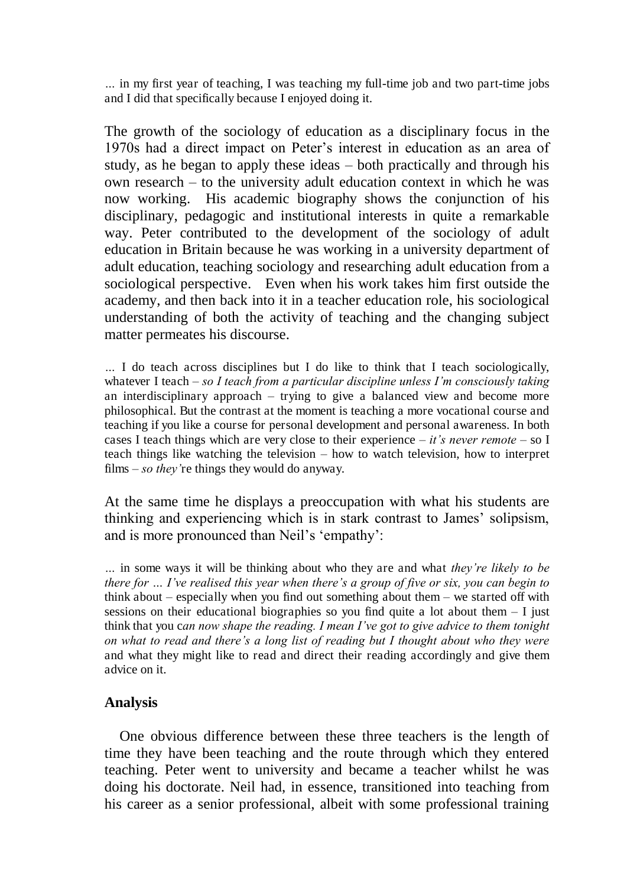... in my first year of teaching, I was teaching my full-time job and two part-time jobs and I did that specifically because I enjoyed doing it.

The growth of the sociology of education as a disciplinary focus in the 1970s had a direct impact on Peter's interest in education as an area of study, as he began to apply these ideas – both practically and through his own research – to the university adult education context in which he was now working. His academic biography shows the conjunction of his disciplinary, pedagogic and institutional interests in quite a remarkable way. Peter contributed to the development of the sociology of adult education in Britain because he was working in a university department of adult education, teaching sociology and researching adult education from a sociological perspective. Even when his work takes him first outside the academy, and then back into it in a teacher education role, his sociological understanding of both the activity of teaching and the changing subject matter permeates his discourse.

... I do teach across disciplines but I do like to think that I teach sociologically, whatever I teach – *so I teach from a particular discipline unless I'm consciously taking* an interdisciplinary approach – trying to give a balanced view and become more philosophical. But the contrast at the moment is teaching a more vocational course and teaching if you like a course for personal development and personal awareness. In both cases I teach things which are very close to their experience – *it's never remote* – so I teach things like watching the television – how to watch television, how to interpret films – *so they'*re things they would do anyway.

At the same time he displays a preoccupation with what his students are thinking and experiencing which is in stark contrast to James' solipsism, and is more pronounced than Neil's 'empathy':

... in some ways it will be thinking about who they are and what *they're likely to be there for ... I've realised this year when there's a group of five or six, you can begin to* think about – especially when you find out something about them – we started off with sessions on their educational biographies so you find quite a lot about them – I just think that you c*an now shape the reading. I mean I've got to give advice to them tonight on what to read and there's a long list of reading but I thought about who they were* and what they might like to read and direct their reading accordingly and give them advice on it.

### Analysis

One obvious difference between these three teachers is the length of time they have been teaching and the route through which they entered teaching. Peter went to university and became a teacher whilst he was doing his doctorate. Neil had, in essence, transitioned into teaching from his career as a senior professional, albeit with some professional training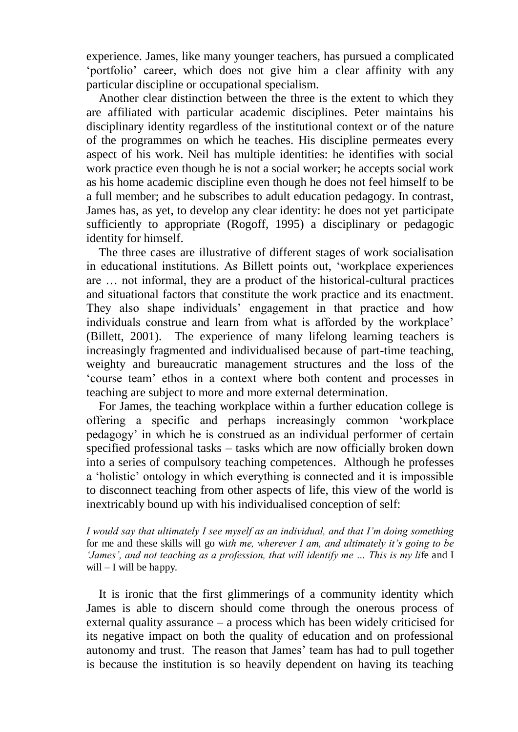experience. James, like many younger teachers, has pursued a complicated 'portfolio' career, which does not give him a clear affinity with any particular discipline or occupational specialism.

Another clear distinction between the three is the extent to which they are affiliated with particular academic disciplines. Peter maintains his disciplinary identity regardless of the institutional context or of the nature of the programmes on which he teaches. His discipline permeates every aspect of his work. Neil has multiple identities: he identifies with social work practice even though he is not a social worker; he accepts social work as his home academic discipline even though he does not feel himself to be a full member; and he subscribes to adult education pedagogy. In contrast, James has, as yet, to develop any clear identity: he does not yet participate sufficiently to appropriate (Rogoff, 1995) a disciplinary or pedagogic identity for himself.

The three cases are illustrative of different stages of work socialisation in educational institutions. As Billett points out, 'workplace experiences are … not informal, they are a product of the historical-cultural practices and situational factors that constitute the work practice and its enactment. They also shape individuals' engagement in that practice and how individuals construe and learn from what is afforded by the workplace' (Billett, 2001). The experience of many lifelong learning teachers is increasingly fragmented and individualised because of part-time teaching, weighty and bureaucratic management structures and the loss of the 'course team' ethos in a context where both content and processes in teaching are subject to more and more external determination.

For James, the teaching workplace within a further education college is offering a specific and perhaps increasingly common 'workplace pedagogy' in which he is construed as an individual performer of certain specified professional tasks – tasks which are now officially broken down into a series of compulsory teaching competences. Although he professes a 'holistic' ontology in which everything is connected and it is impossible to disconnect teaching from other aspects of life, this view of the world is inextricably bound up with his individualised conception of self:

*I would say that ultimately I see myself as an individual, and that I'm doing something* for me and these skills will go wi*th me, wherever I am, and ultimately it's going to be 'James', and not teaching as a profession, that will identify me … This is my li*fe and I will – I will be happy.

It is ironic that the first glimmerings of a community identity which James is able to discern should come through the onerous process of external quality assurance – a process which has been widely criticised for its negative impact on both the quality of education and on professional autonomy and trust. The reason that James' team has had to pull together is because the institution is so heavily dependent on having its teaching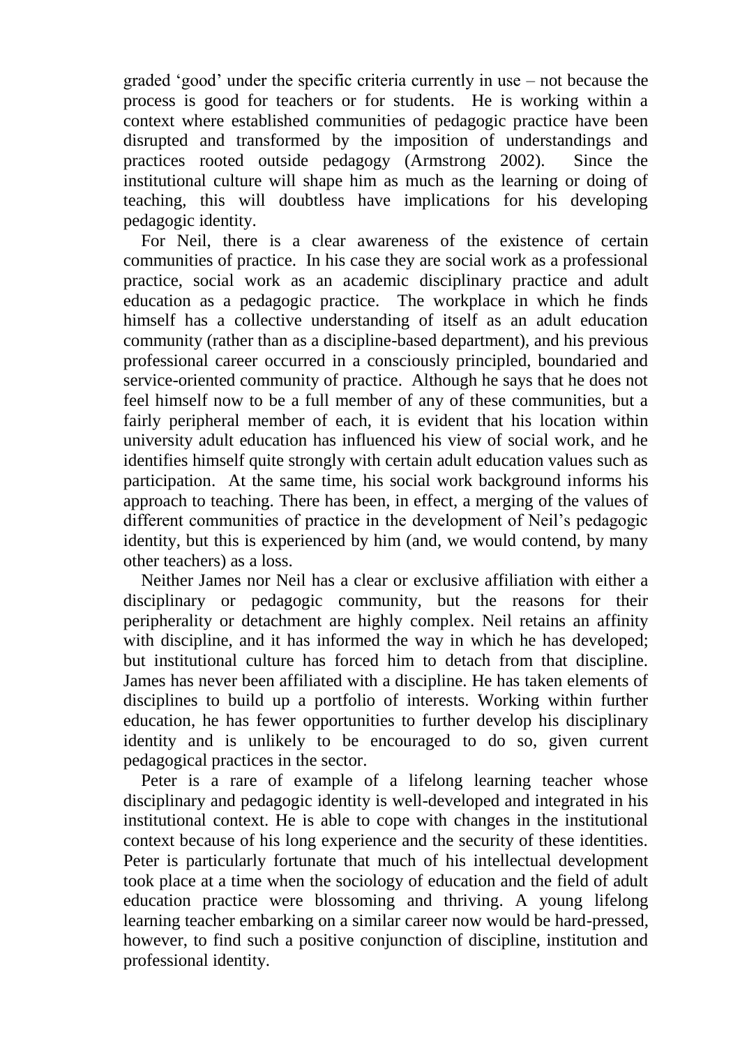graded 'good' under the specific criteria currently in use – not because the process is good for teachers or for students. He is working within a context where established communities of pedagogic practice have been disrupted and transformed by the imposition of understandings and practices rooted outside pedagogy (Armstrong 2002). Since the institutional culture will shape him as much as the learning or doing of teaching, this will doubtless have implications for his developing pedagogic identity.

For Neil, there is a clear awareness of the existence of certain communities of practice. In his case they are social work as a professional practice, social work as an academic disciplinary practice and adult education as a pedagogic practice. The workplace in which he finds himself has a collective understanding of itself as an adult education community (rather than as a discipline-based department), and his previous professional career occurred in a consciously principled, boundaried and service-oriented community of practice. Although he says that he does not feel himself now to be a full member of any of these communities, but a fairly peripheral member of each, it is evident that his location within university adult education has influenced his view of social work, and he identifies himself quite strongly with certain adult education values such as participation. At the same time, his social work background informs his approach to teaching. There has been, in effect, a merging of the values of different communities of practice in the development of Neil's pedagogic identity, but this is experienced by him (and, we would contend, by many other teachers) as a loss.

Neither James nor Neil has a clear or exclusive affiliation with either a disciplinary or pedagogic community, but the reasons for their peripherality or detachment are highly complex. Neil retains an affinity with discipline, and it has informed the way in which he has developed; but institutional culture has forced him to detach from that discipline. James has never been affiliated with a discipline. He has taken elements of disciplines to build up a portfolio of interests. Working within further education, he has fewer opportunities to further develop his disciplinary identity and is unlikely to be encouraged to do so, given current pedagogical practices in the sector.

Peter is a rare of example of a lifelong learning teacher whose disciplinary and pedagogic identity is well-developed and integrated in his institutional context. He is able to cope with changes in the institutional context because of his long experience and the security of these identities. Peter is particularly fortunate that much of his intellectual development took place at a time when the sociology of education and the field of adult education practice were blossoming and thriving. A young lifelong learning teacher embarking on a similar career now would be hard-pressed, however, to find such a positive conjunction of discipline, institution and professional identity.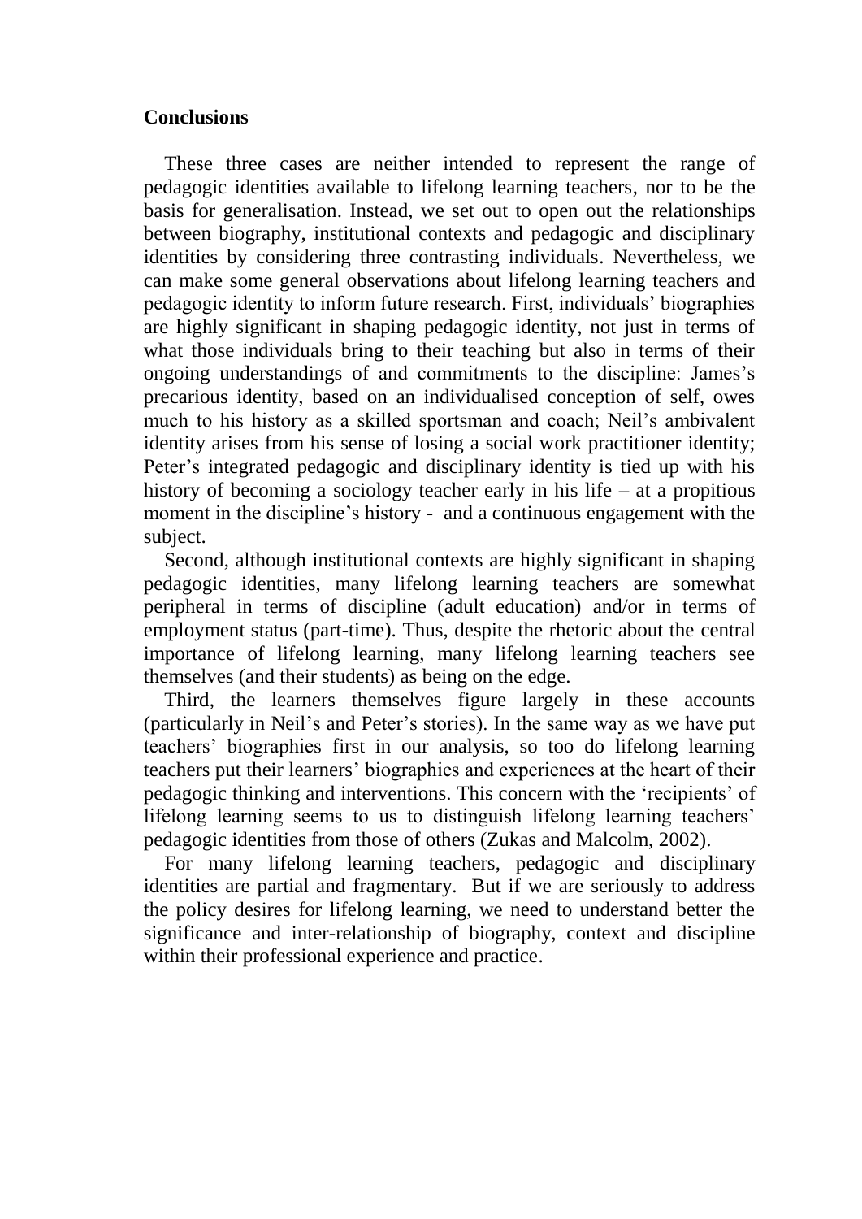## Conclusions

These three cases are neither intended to represent the range of pedagogic identities available to lifelong learning teachers, nor to be the basis for generalisation. Instead, we set out to open out the relationships between biography, institutional contexts and pedagogic and disciplinary identities by considering three contrasting individuals. Nevertheless, we can make some general observations about lifelong learning teachers and pedagogic identity to inform future research. First, individuals' biographies are highly significant in shaping pedagogic identity, not just in terms of what those individuals bring to their teaching but also in terms of their ongoing understandings of and commitments to the discipline: James's precarious identity, based on an individualised conception of self, owes much to his history as a skilled sportsman and coach; Neil's ambivalent identity arises from his sense of losing a social work practitioner identity; Peter's integrated pedagogic and disciplinary identity is tied up with his history of becoming a sociology teacher early in his life – at a propitious moment in the discipline's history - and a continuous engagement with the subject.

Second, although institutional contexts are highly significant in shaping pedagogic identities, many lifelong learning teachers are somewhat peripheral in terms of discipline (adult education) and/or in terms of employment status (part-time). Thus, despite the rhetoric about the central importance of lifelong learning, many lifelong learning teachers see themselves (and their students) as being on the edge.

Third, the learners themselves figure largely in these accounts (particularly in Neil's and Peter's stories). In the same way as we have put teachers' biographies first in our analysis, so too do lifelong learning teachers put their learners' biographies and experiences at the heart of their pedagogic thinking and interventions. This concern with the 'recipients' of lifelong learning seems to us to distinguish lifelong learning teachers' pedagogic identities from those of others (Zukas and Malcolm, 2002).

For many lifelong learning teachers, pedagogic and disciplinary identities are partial and fragmentary. But if we are seriously to address the policy desires for lifelong learning, we need to understand better the significance and inter-relationship of biography, context and discipline within their professional experience and practice.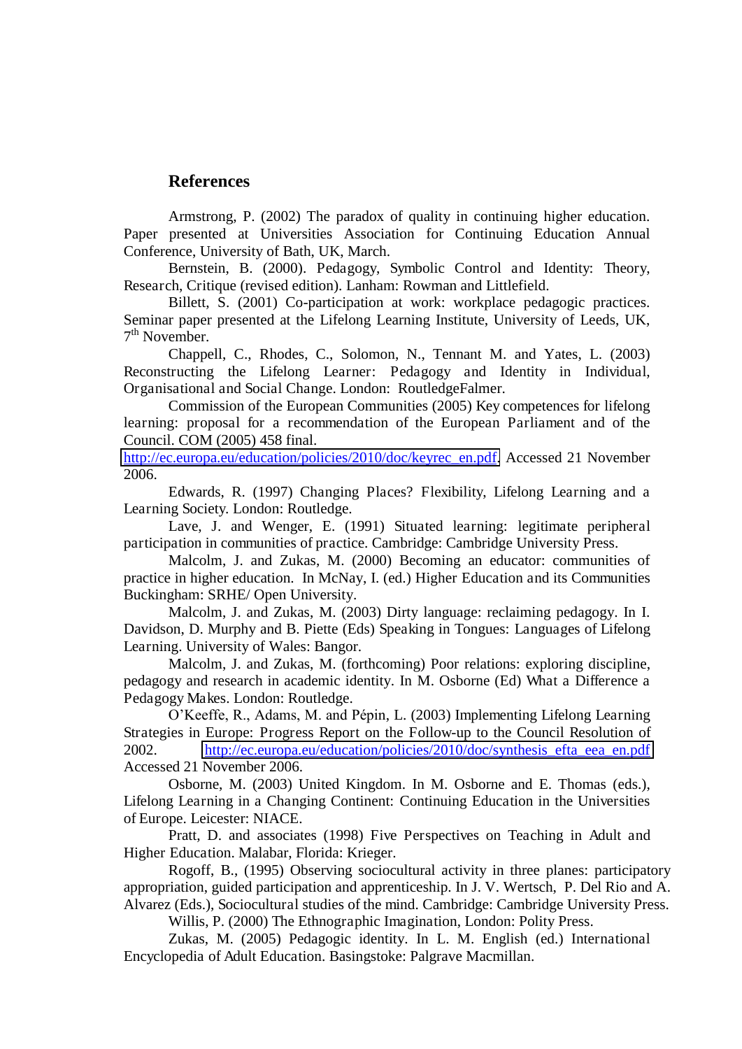## References

Armstrong, P. (2002) The paradox of quality in continuing higher education. Paper presented at Universities Association for Continuing Education Annual Conference, University of Bath, UK, March.

Bernstein, B. (2000). Pedagogy, Symbolic Control and Identity: Theory, Research, Critique (revised edition). Lanham: Rowman and Littlefield.

Billett, S. (2001) Co-participation at work: workplace pedagogic practices. Seminar paper presented at the Lifelong Learning Institute, University of Leeds, UK, 7th November.

Chappell, C., Rhodes, C., Solomon, N., Tennant M. and Yates, L. (2003) Reconstructing the Lifelong Learner: Pedagogy and Identity in Individual, Organisational and Social Change. London: RoutledgeFalmer.

Commission of the European Communities (2005) Key competences for lifelong learning: proposal for a recommendation of the European Parliament and of the Council. COM (2005) 458 final. http://ec.europa.eu/education/policies/2010/doc/keyrec_en.pdf. Accessed 21 November 2006.

Edwards, R. (1997) Changing Places? Flexibility, Lifelong Learning and a Learning Society. London: Routledge.

Lave, J. and Wenger, E. (1991) Situated learning: legitimate peripheral participation in communities of practice. Cambridge: Cambridge University Press.

Malcolm, J. and Zukas, M. (2000) Becoming an educator: communities of practice in higher education. In McNay, I. (ed.) Higher Education and its Communities Buckingham: SRHE/ Open University.

Malcolm, J. and Zukas, M. (2003) Dirty language: reclaiming pedagogy. In I. Davidson, D. Murphy and B. Piette (Eds) Speaking in Tongues: Languages of Lifelong Learning. University of Wales: Bangor.

Malcolm, J. and Zukas, M. (forthcoming) Poor relations: exploring discipline, pedagogy and research in academic identity. In M. Osborne (Ed) What a Difference a Pedagogy Makes. London: Routledge.

O'Keeffe, R., Adams, M. and Pépin, L. (2003) Implementing Lifelong Learning Strategies in Europe: Progress Report on the Follow-up to the Council Resolution of 2002. http://ec.europa.eu/education/policies/2010/doc/synthesis_efta_eea_en.pdf Accessed 21 November 2006.

Osborne, M. (2003) United Kingdom. In M. Osborne and E. Thomas (eds.), Lifelong Learning in a Changing Continent: Continuing Education in the Universities of Europe. Leicester: NIACE.

Pratt, D. and associates (1998) Five Perspectives on Teaching in Adult and Higher Education. Malabar, Florida: Krieger.

Rogoff, B., (1995) Observing sociocultural activity in three planes: participatory appropriation, guided participation and apprenticeship. In J. V. Wertsch, P. Del Rio and A. Alvarez (Eds.), Sociocultural studies of the mind. Cambridge: Cambridge University Press.

Willis, P. (2000) The Ethnographic Imagination, London: Polity Press.

Zukas, M. (2005) Pedagogic identity. In L. M. English (ed.) International Encyclopedia of Adult Education. Basingstoke: Palgrave Macmillan.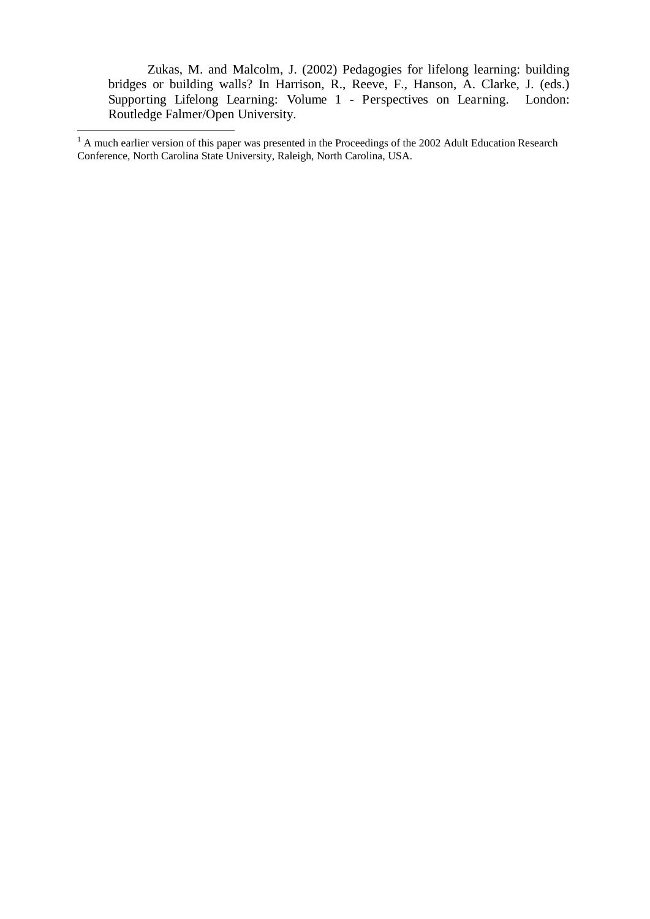Zukas, M. and Malcolm, J. (2002) Pedagogies for lifelong learning: building bridges or building walls? In Harrison, R., Reeve, F., Hanson, A. Clarke, J. (eds.) Supporting Lifelong Learning: Volume 1 - Perspectives on Learning. London: Routledge Falmer/Open University.

---

[1] A much earlier version of this paper was presented in the Proceedings of the 2002 Adult Education Research Conference, North Carolina State University, Raleigh, North Carolina, USA.